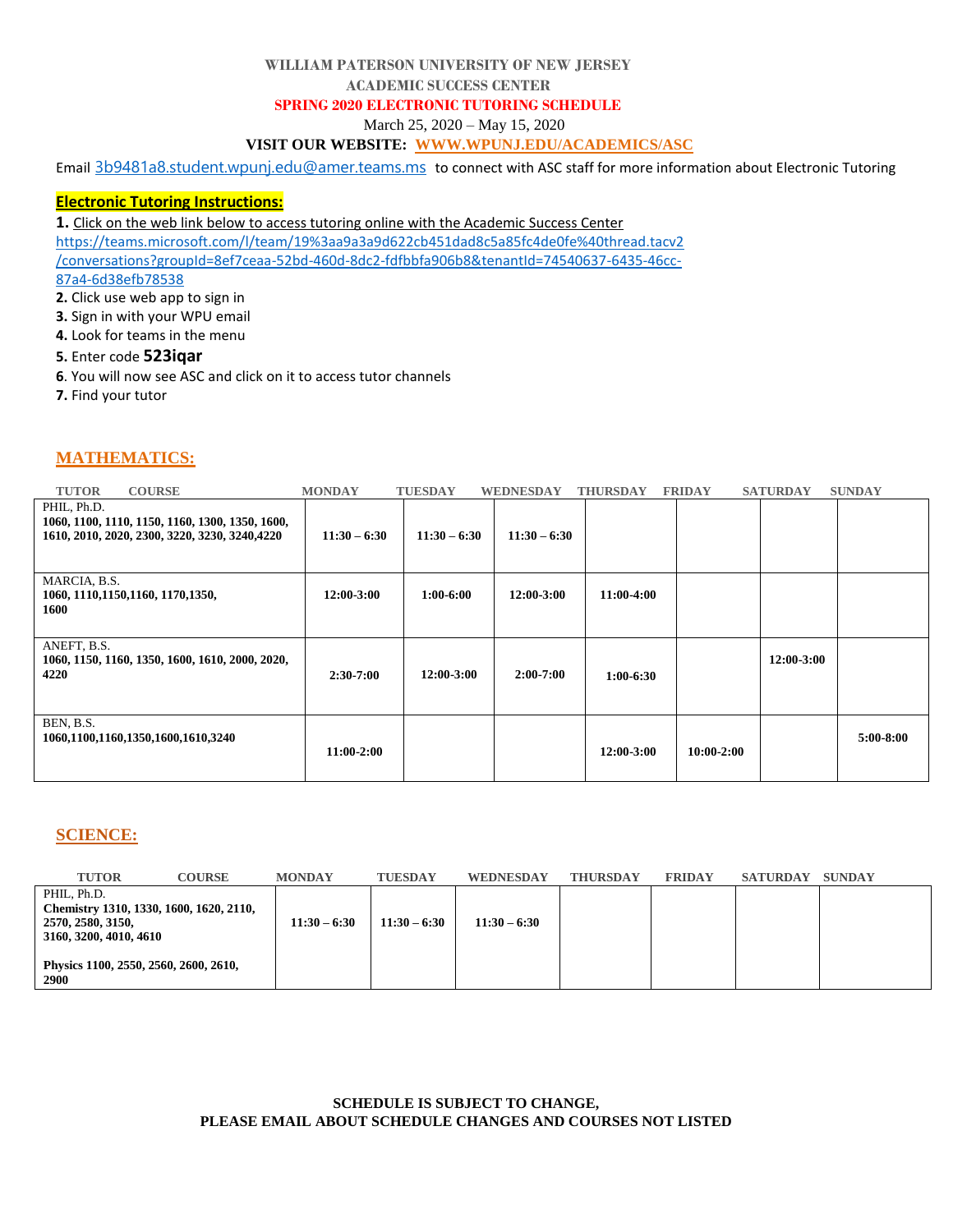**WILLIAM PATERSON UNIVERSITY OF NEW JERSEY**

**ACADEMIC SUCCESS CENTER**

**SPRING 2020 ELECTRONIC TUTORING SCHEDULE**

March 25, 2020 – May 15, 2020

**VISIT OUR WEBSITE: WWW.WPUNJ.EDU/ACADEMICS/ASC**

Email 3b9481a8.student.wpunj.edu@amer.teams.ms to connect with ASC staff for more information about Electronic Tutoring

**Electronic Tutoring Instructions:**

**1.** Click on the web link below to access tutoring online with the Academic Success Center
https://teams.microsoft.com/l/team/19%3aa9a3a9d622cb451dad8c5a85fc4de0fe%40thread.tacv2/conversations?groupId=8ef7ceaa-52bd-460d-8dc2-fdfbbfa906b8&tenantId=74540637-6435-46cc-87a4-6d38efb78538
**2.** Click use web app to sign in
**3.** Sign in with your WPU email
**4.** Look for teams in the menu
**5.** Enter code **523iqar**
**6**. You will now see ASC and click on it to access tutor channels
**7.** Find your tutor

## MATHEMATICS:

| TUTOR COURSE | MONDAY | TUESDAY | WEDNESDAY | THURSDAY | FRIDAY | SATURDAY | SUNDAY |
|---|---|---|---|---|---|---|---|
| PHIL, Ph.D. **1060, 1100, 1110, 1150, 1160, 1300, 1350, 1600, 1610, 2010, 2020, 2300, 3220, 3230, 3240,4220** | **11:30 – 6:30** | **11:30 – 6:30** | **11:30 – 6:30** | | | | |
| MARCIA, B.S. **1060, 1110,1150,1160, 1170,1350, 1600** | **12:00-3:00** | **1:00-6:00** | **12:00-3:00** | **11:00-4:00** | | | |
| ANEFT, B.S. **1060, 1150, 1160, 1350, 1600, 1610, 2000, 2020, 4220** | **2:30-7:00** | **12:00-3:00** | **2:00-7:00** | **1:00-6:30** | | **12:00-3:00** | |
| BEN, B.S. **1060,1100,1160,1350,1600,1610,3240** | **11:00-2:00** | | | **12:00-3:00** | **10:00-2:00** | | **5:00-8:00** |

## SCIENCE:

| TUTOR COURSE | MONDAY | TUESDAY | WEDNESDAY | THURSDAY | FRIDAY | SATURDAY | SUNDAY |
|---|---|---|---|---|---|---|---|
| PHIL, Ph.D. **Chemistry 1310, 1330, 1600, 1620, 2110, 2570, 2580, 3150, 3160, 3200, 4010, 4610** **Physics 1100, 2550, 2560, 2600, 2610, 2900** | **11:30 – 6:30** | **11:30 – 6:30** | **11:30 – 6:30** | | | | |

**SCHEDULE IS SUBJECT TO CHANGE,**
**PLEASE EMAIL ABOUT SCHEDULE CHANGES AND COURSES NOT LISTED**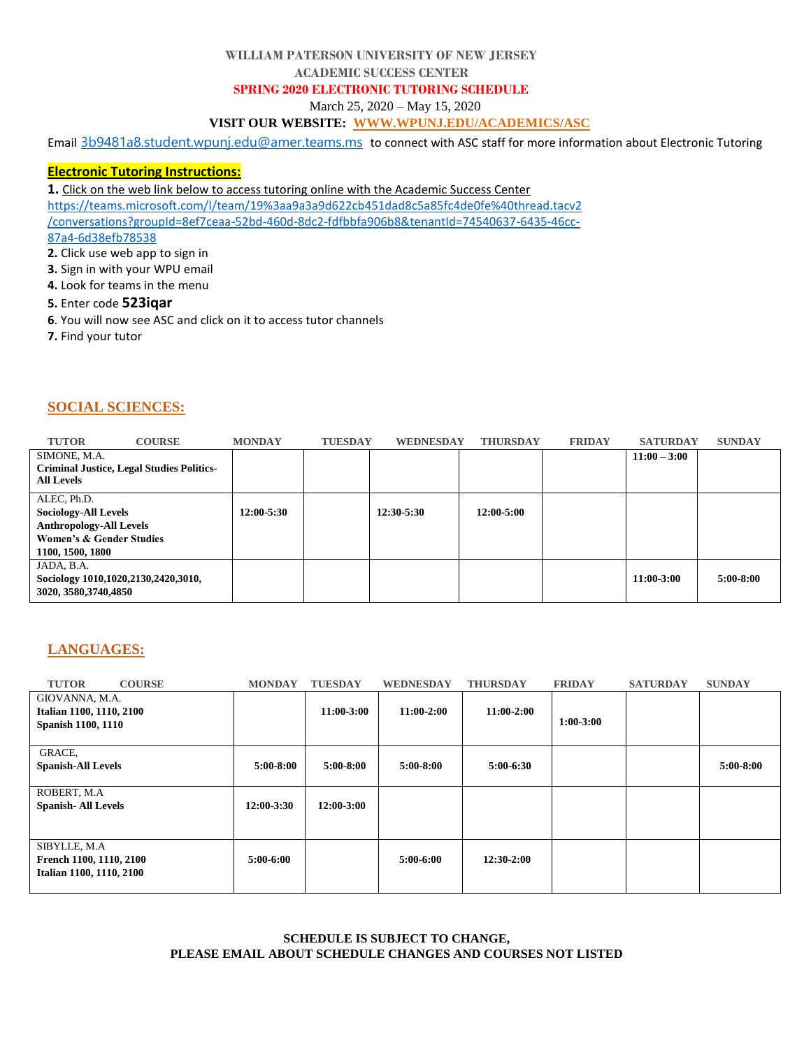**WILLIAM PATERSON UNIVERSITY OF NEW JERSEY**

**ACADEMIC SUCCESS CENTER**

**SPRING 2020 ELECTRONIC TUTORING SCHEDULE**

March 25, 2020 – May 15, 2020

**VISIT OUR WEBSITE: WWW.WPUNJ.EDU/ACADEMICS/ASC**

Email 3b9481a8.student.wpunj.edu@amer.teams.ms to connect with ASC staff for more information about Electronic Tutoring

**Electronic Tutoring Instructions:**

**1.** Click on the web link below to access tutoring online with the Academic Success Center https://teams.microsoft.com/l/team/19%3aa9a3a9d622cb451dad8c5a85fc4de0fe%40thread.tacv2/conversations?groupId=8ef7ceaa-52bd-460d-8dc2-fdfbbfa906b8&tenantId=74540637-6435-46cc-87a4-6d38efb78538
**2.** Click use web app to sign in
**3.** Sign in with your WPU email
**4.** Look for teams in the menu
**5.** Enter code **523iqar**
**6.** You will now see ASC and click on it to access tutor channels
**7.** Find your tutor

## SOCIAL SCIENCES:

| TUTOR COURSE | MONDAY | TUESDAY | WEDNESDAY | THURSDAY | FRIDAY | SATURDAY | SUNDAY |
|---|---|---|---|---|---|---|---|
| SIMONE, M.A. **Criminal Justice, Legal Studies Politics-All Levels** | | | | | | 11:00 – 3:00 | |
| ALEC, Ph.D. **Sociology-All Levels Anthropology-All Levels Women's & Gender Studies 1100, 1500, 1800** | 12:00-5:30 | | 12:30-5:30 | 12:00-5:00 | | | |
| JADA, B.A. **Sociology 1010,1020,2130,2420,3010, 3020, 3580,3740,4850** | | | | | | 11:00-3:00 | 5:00-8:00 |

## LANGUAGES:

| TUTOR COURSE | MONDAY | TUESDAY | WEDNESDAY | THURSDAY | FRIDAY | SATURDAY | SUNDAY |
|---|---|---|---|---|---|---|---|
| GIOVANNA, M.A. **Italian 1100, 1110, 2100 Spanish 1100, 1110** | | 11:00-3:00 | 11:00-2:00 | 11:00-2:00 | 1:00-3:00 | | |
| GRACE, **Spanish-All Levels** | 5:00-8:00 | 5:00-8:00 | 5:00-8:00 | 5:00-6:30 | | | 5:00-8:00 |
| ROBERT, M.A **Spanish- All Levels** | 12:00-3:30 | 12:00-3:00 | | | | | |
| SIBYLLE, M.A **French 1100, 1110, 2100 Italian 1100, 1110, 2100** | 5:00-6:00 | | 5:00-6:00 | 12:30-2:00 | | | |

**SCHEDULE IS SUBJECT TO CHANGE,**
**PLEASE EMAIL ABOUT SCHEDULE CHANGES AND COURSES NOT LISTED**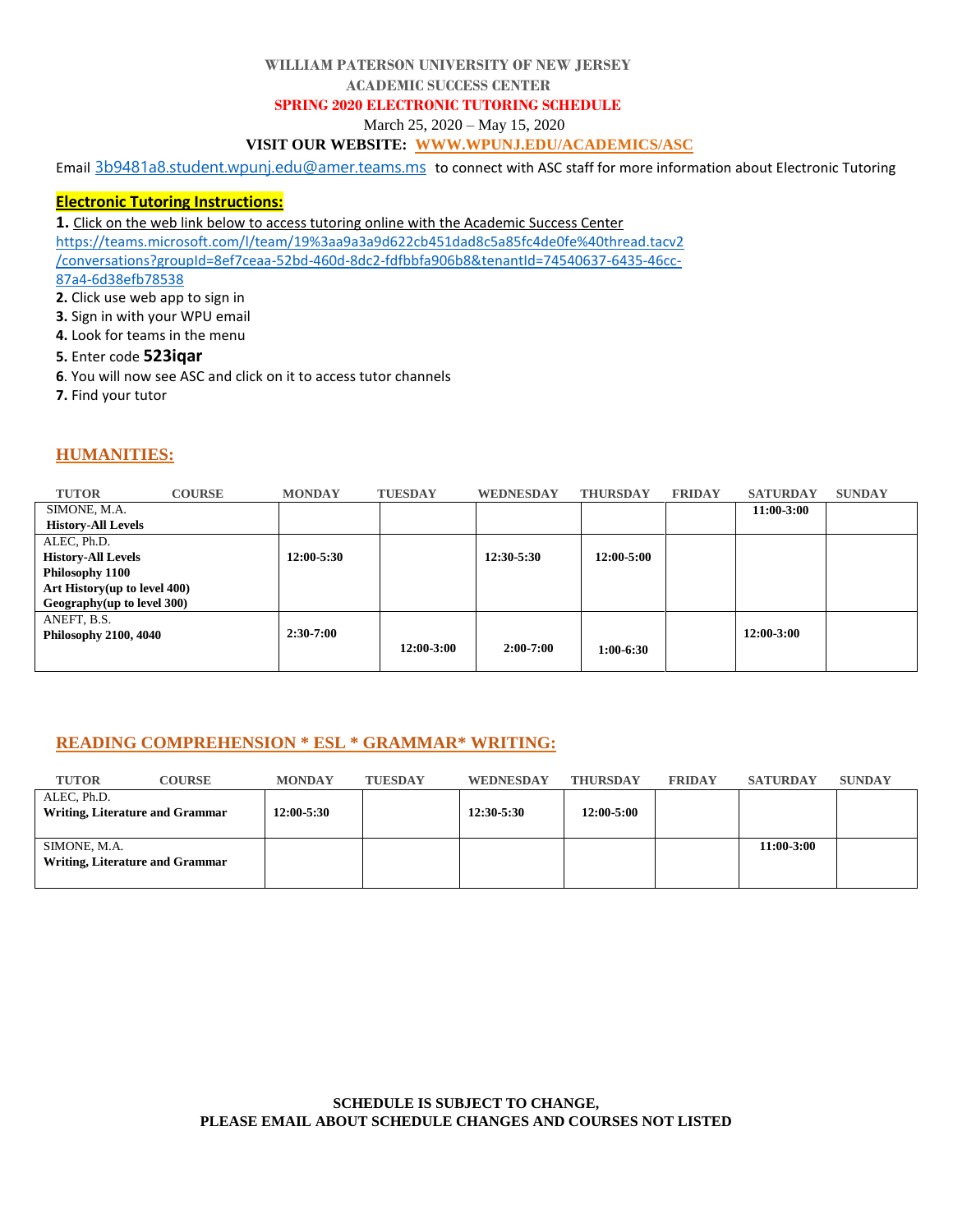**WILLIAM PATERSON UNIVERSITY OF NEW JERSEY**

**ACADEMIC SUCCESS CENTER**

**SPRING 2020 ELECTRONIC TUTORING SCHEDULE**

March 25, 2020 – May 15, 2020

**VISIT OUR WEBSITE: WWW.WPUNJ.EDU/ACADEMICS/ASC**

Email 3b9481a8.student.wpunj.edu@amer.teams.ms to connect with ASC staff for more information about Electronic Tutoring

**Electronic Tutoring Instructions:**

**1.** Click on the web link below to access tutoring online with the Academic Success Center
https://teams.microsoft.com/l/team/19%3aa9a3a9d622cb451dad8c5a85fc4de0fe%40thread.tacv2/conversations?groupId=8ef7ceaa-52bd-460d-8dc2-fdfbbfa906b8&tenantId=74540637-6435-46cc-87a4-6d38efb78538

**2.** Click use web app to sign in

**3.** Sign in with your WPU email

**4.** Look for teams in the menu

**5.** Enter code **523iqar**

**6.** You will now see ASC and click on it to access tutor channels

**7.** Find your tutor

## HUMANITIES:

| TUTOR / COURSE | MONDAY | TUESDAY | WEDNESDAY | THURSDAY | FRIDAY | SATURDAY | SUNDAY |
|---|---|---|---|---|---|---|---|
| SIMONE, M.A.<br>**History-All Levels** | | | | | | **11:00-3:00** | |
| ALEC, Ph.D.<br>**History-All Levels**<br>**Philosophy 1100**<br>**Art History(up to level 400)**<br>**Geography(up to level 300)** | **12:00-5:30** | | **12:30-5:30** | **12:00-5:00** | | | |
| ANEFT, B.S.<br>**Philosophy 2100, 4040** | **2:30-7:00** | **12:00-3:00** | **2:00-7:00** | **1:00-6:30** | | **12:00-3:00** | |

## READING COMPREHENSION * ESL * GRAMMAR* WRITING:

| TUTOR / COURSE | MONDAY | TUESDAY | WEDNESDAY | THURSDAY | FRIDAY | SATURDAY | SUNDAY |
|---|---|---|---|---|---|---|---|
| ALEC, Ph.D.<br>**Writing, Literature and Grammar** | **12:00-5:30** | | **12:30-5:30** | **12:00-5:00** | | | |
| SIMONE, M.A.<br>**Writing, Literature and Grammar** | | | | | | **11:00-3:00** | |

**SCHEDULE IS SUBJECT TO CHANGE,**
**PLEASE EMAIL ABOUT SCHEDULE CHANGES AND COURSES NOT LISTED**